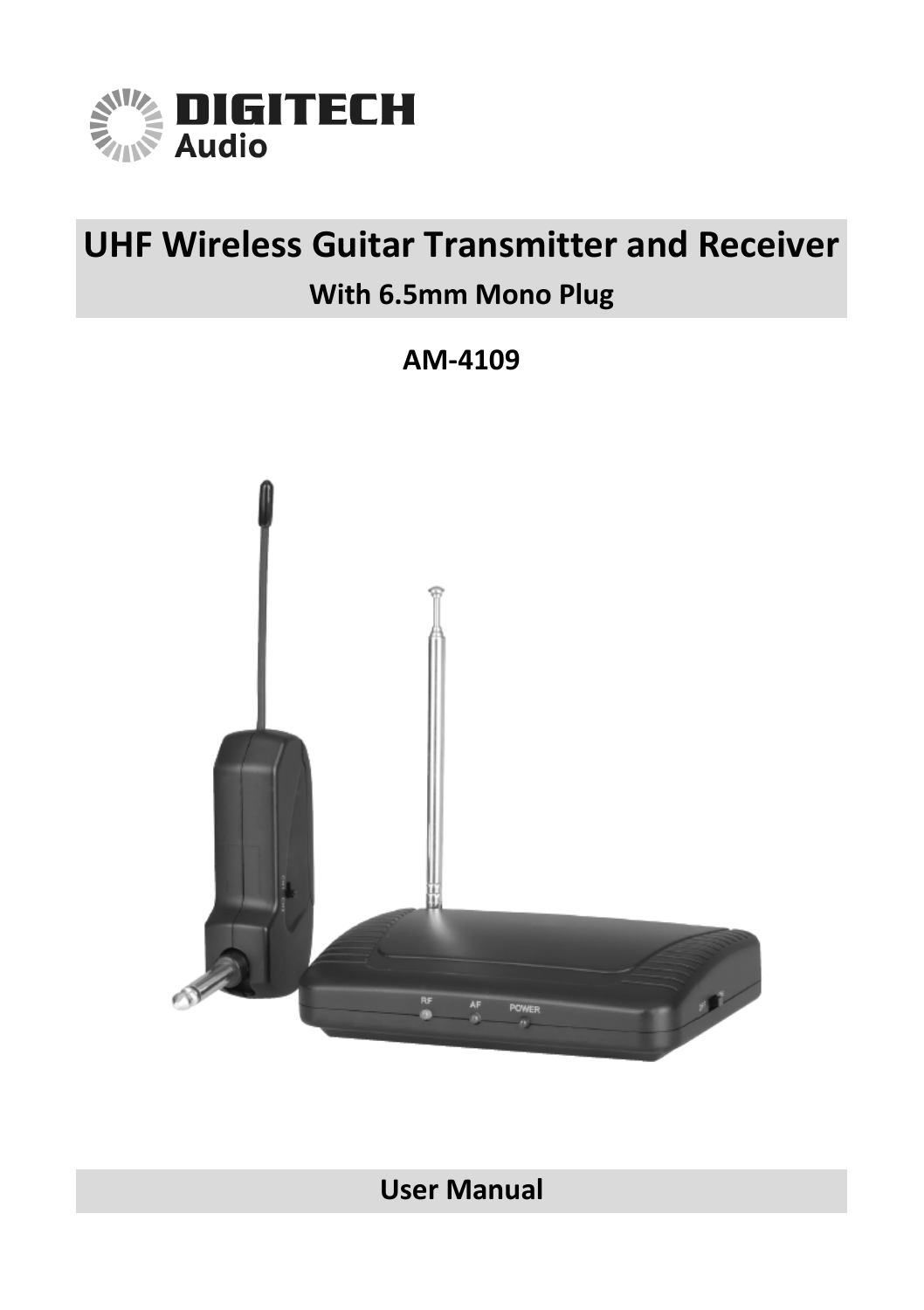DIGITECH Audio

# UHF Wireless Guitar Transmitter and Receiver

## With 6.5mm Mono Plug

**AM-4109**

## User Manual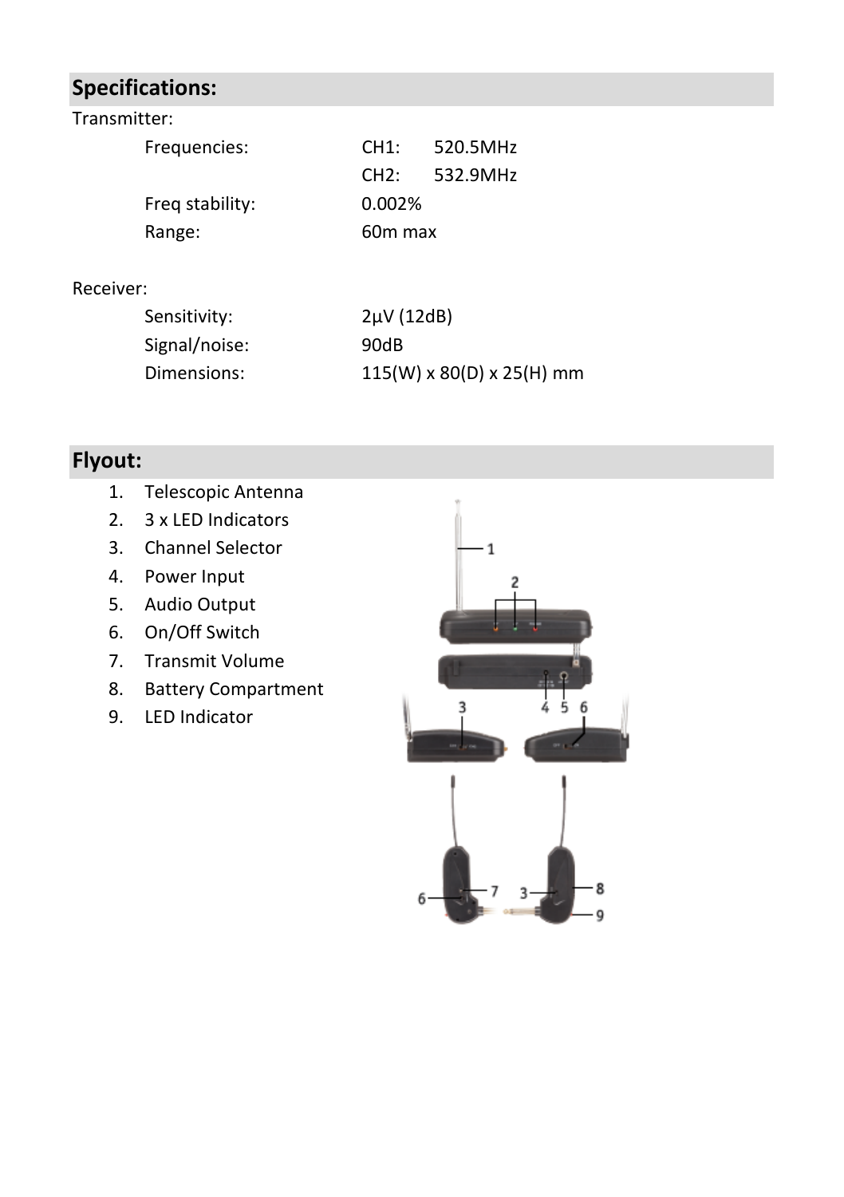## Specifications:

Transmitter:

| | | |
|---|---|---|
| Frequencies: | CH1: | 520.5MHz |
| | CH2: | 532.9MHz |
| Freq stability: | 0.002% | |
| Range: | 60m max | |

Receiver:

| | |
|---|---|
| Sensitivity: | 2µV (12dB) |
| Signal/noise: | 90dB |
| Dimensions: | 115(W) x 80(D) x 25(H) mm |

## Flyout:

1. Telescopic Antenna
2. 3 x LED Indicators
3. Channel Selector
4. Power Input
5. Audio Output
6. On/Off Switch
7. Transmit Volume
8. Battery Compartment
9. LED Indicator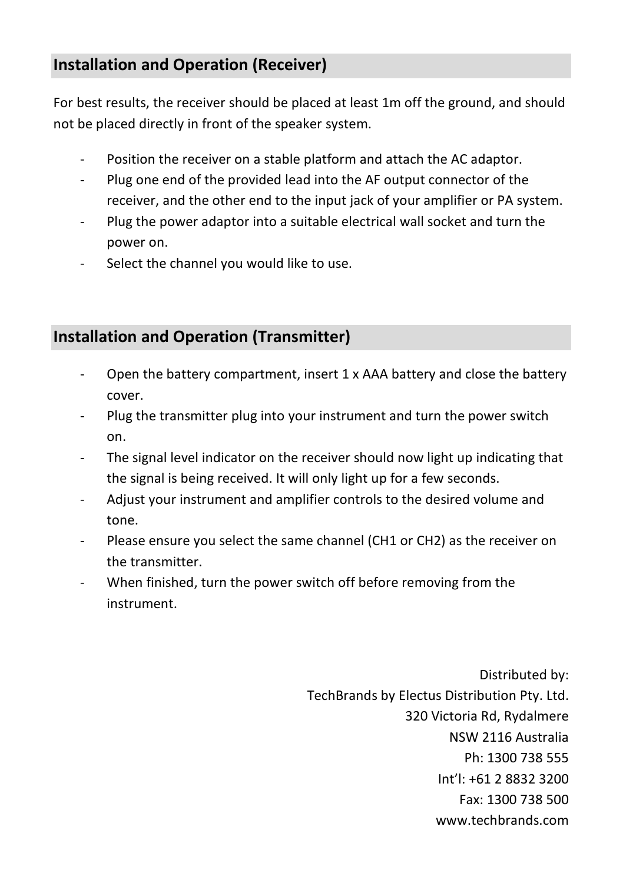## Installation and Operation (Receiver)

For best results, the receiver should be placed at least 1m off the ground, and should not be placed directly in front of the speaker system.

- Position the receiver on a stable platform and attach the AC adaptor.
- Plug one end of the provided lead into the AF output connector of the receiver, and the other end to the input jack of your amplifier or PA system.
- Plug the power adaptor into a suitable electrical wall socket and turn the power on.
- Select the channel you would like to use.

## Installation and Operation (Transmitter)

- Open the battery compartment, insert 1 x AAA battery and close the battery cover.
- Plug the transmitter plug into your instrument and turn the power switch on.
- The signal level indicator on the receiver should now light up indicating that the signal is being received. It will only light up for a few seconds.
- Adjust your instrument and amplifier controls to the desired volume and tone.
- Please ensure you select the same channel (CH1 or CH2) as the receiver on the transmitter.
- When finished, turn the power switch off before removing from the instrument.

Distributed by:
TechBrands by Electus Distribution Pty. Ltd.
320 Victoria Rd, Rydalmere
NSW 2116 Australia
Ph: 1300 738 555
Int'l: +61 2 8832 3200
Fax: 1300 738 500
www.techbrands.com